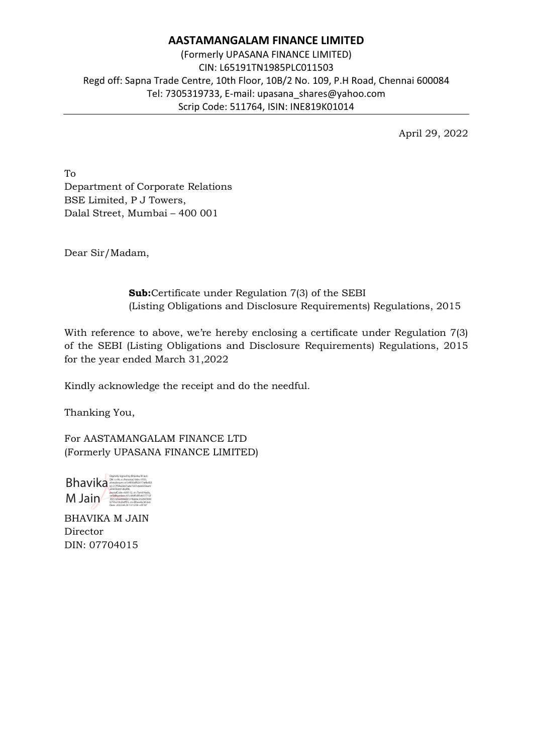# AASTAMANGALAM FINANCE LIMITED

(Formerly UPASANA FINANCE LIMITED)
CIN: L65191TN1985PLC011503
Regd off: Sapna Trade Centre, 10th Floor, 10B/2 No. 109, P.H Road, Chennai 600084
Tel: 7305319733, E-mail: upasana_shares@yahoo.com
Scrip Code: 511764, ISIN: INE819K01014

April 29, 2022

To
Department of Corporate Relations
BSE Limited, P J Towers,
Dalal Street, Mumbai – 400 001

Dear Sir/Madam,

**Sub:** Certificate under Regulation 7(3) of the SEBI (Listing Obligations and Disclosure Requirements) Regulations, 2015

With reference to above, we're hereby enclosing a certificate under Regulation 7(3) of the SEBI (Listing Obligations and Disclosure Requirements) Regulations, 2015 for the year ended March 31,2022

Kindly acknowledge the receipt and do the needful.

Thanking You,

For AASTAMANGALAM FINANCE LTD
(Formerly UPASANA FINANCE LIMITED)

Bhavika M Jain

BHAVIKA M JAIN
Director
DIN: 07704015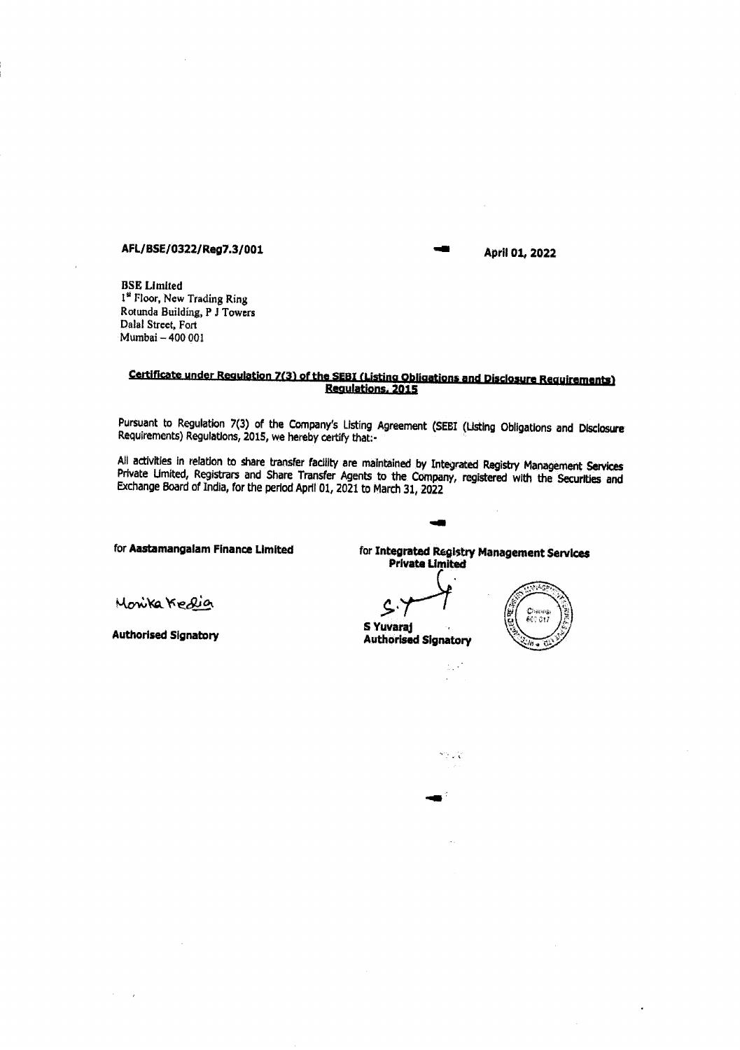AFL/BSE/0322/Reg7.3/001

April 01, 2022

BSE Limited
1st Floor, New Trading Ring
Rotunda Building, P J Towers
Dalal Street, Fort
Mumbai – 400 001

**Certificate under Regulation 7(3) of the SEBI (Listing Obligations and Disclosure Requirements) Regulations, 2015**

Pursuant to Regulation 7(3) of the Company's Listing Agreement (SEBI (Listing Obligations and Disclosure Requirements) Regulations, 2015, we hereby certify that:-

All activities in relation to share transfer facility are maintained by Integrated Registry Management Services Private Limited, Registrars and Share Transfer Agents to the Company, registered with the Securities and Exchange Board of India, for the period April 01, 2021 to March 31, 2022

for **Aastamangalam Finance Limited**

Monika Kedia

**Authorised Signatory**

for **Integrated Registry Management Services Private Limited**

**S Yuvaraj**
**Authorised Signatory**